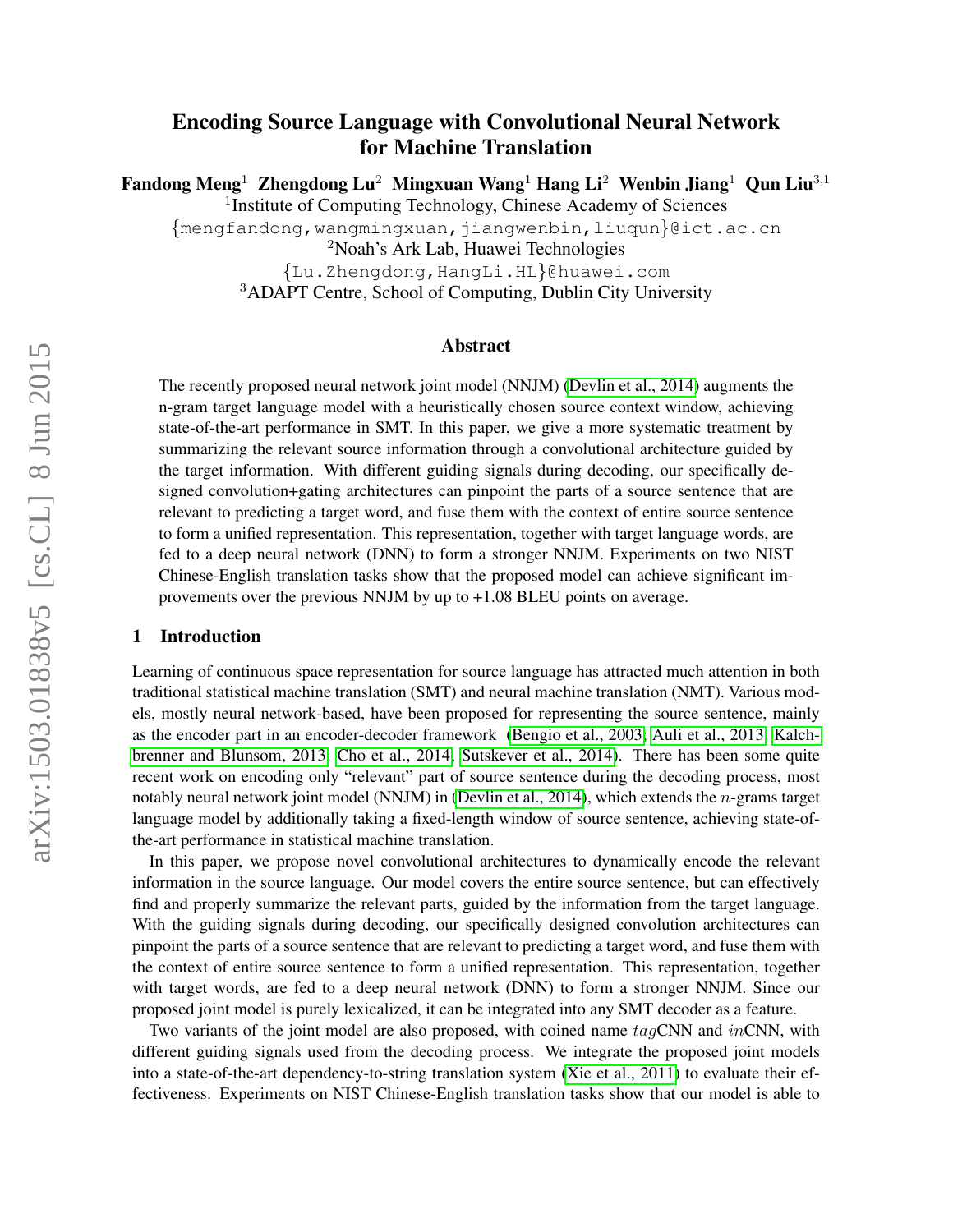# Encoding Source Language with Convolutional Neural Network for Machine Translation

**Fandong Meng**[1] **Zhengdong Lu**[2] **Mingxuan Wang**[1] **Hang Li**[2] **Wenbin Jiang**[1] **Qun Liu**[3,1]

[1]Institute of Computing Technology, Chinese Academy of Sciences

{mengfandong,wangmingxuan,jiangwenbin,liuqun}@ict.ac.cn

[2]Noah's Ark Lab, Huawei Technologies

{Lu.Zhengdong,HangLi.HL}@huawei.com

[3]ADAPT Centre, School of Computing, Dublin City University

## Abstract

The recently proposed neural network joint model (NNJM) (Devlin et al., 2014) augments the n-gram target language model with a heuristically chosen source context window, achieving state-of-the-art performance in SMT. In this paper, we give a more systematic treatment by summarizing the relevant source information through a convolutional architecture guided by the target information. With different guiding signals during decoding, our specifically designed convolution+gating architectures can pinpoint the parts of a source sentence that are relevant to predicting a target word, and fuse them with the context of entire source sentence to form a unified representation. This representation, together with target language words, are fed to a deep neural network (DNN) to form a stronger NNJM. Experiments on two NIST Chinese-English translation tasks show that the proposed model can achieve significant improvements over the previous NNJM by up to +1.08 BLEU points on average.

## 1 Introduction

Learning of continuous space representation for source language has attracted much attention in both traditional statistical machine translation (SMT) and neural machine translation (NMT). Various models, mostly neural network-based, have been proposed for representing the source sentence, mainly as the encoder part in an encoder-decoder framework (Bengio et al., 2003; Auli et al., 2013; Kalchbrenner and Blunsom, 2013; Cho et al., 2014; Sutskever et al., 2014). There has been some quite recent work on encoding only "relevant" part of source sentence during the decoding process, most notably neural network joint model (NNJM) in (Devlin et al., 2014), which extends the $n$-grams target language model by additionally taking a fixed-length window of source sentence, achieving state-of-the-art performance in statistical machine translation.

In this paper, we propose novel convolutional architectures to dynamically encode the relevant information in the source language. Our model covers the entire source sentence, but can effectively find and properly summarize the relevant parts, guided by the information from the target language. With the guiding signals during decoding, our specifically designed convolution architectures can pinpoint the parts of a source sentence that are relevant to predicting a target word, and fuse them with the context of entire source sentence to form a unified representation. This representation, together with target words, are fed to a deep neural network (DNN) to form a stronger NNJM. Since our proposed joint model is purely lexicalized, it can be integrated into any SMT decoder as a feature.

Two variants of the joint model are also proposed, with coined name $tag$CNN and $in$CNN, with different guiding signals used from the decoding process. We integrate the proposed joint models into a state-of-the-art dependency-to-string translation system (Xie et al., 2011) to evaluate their effectiveness. Experiments on NIST Chinese-English translation tasks show that our model is able to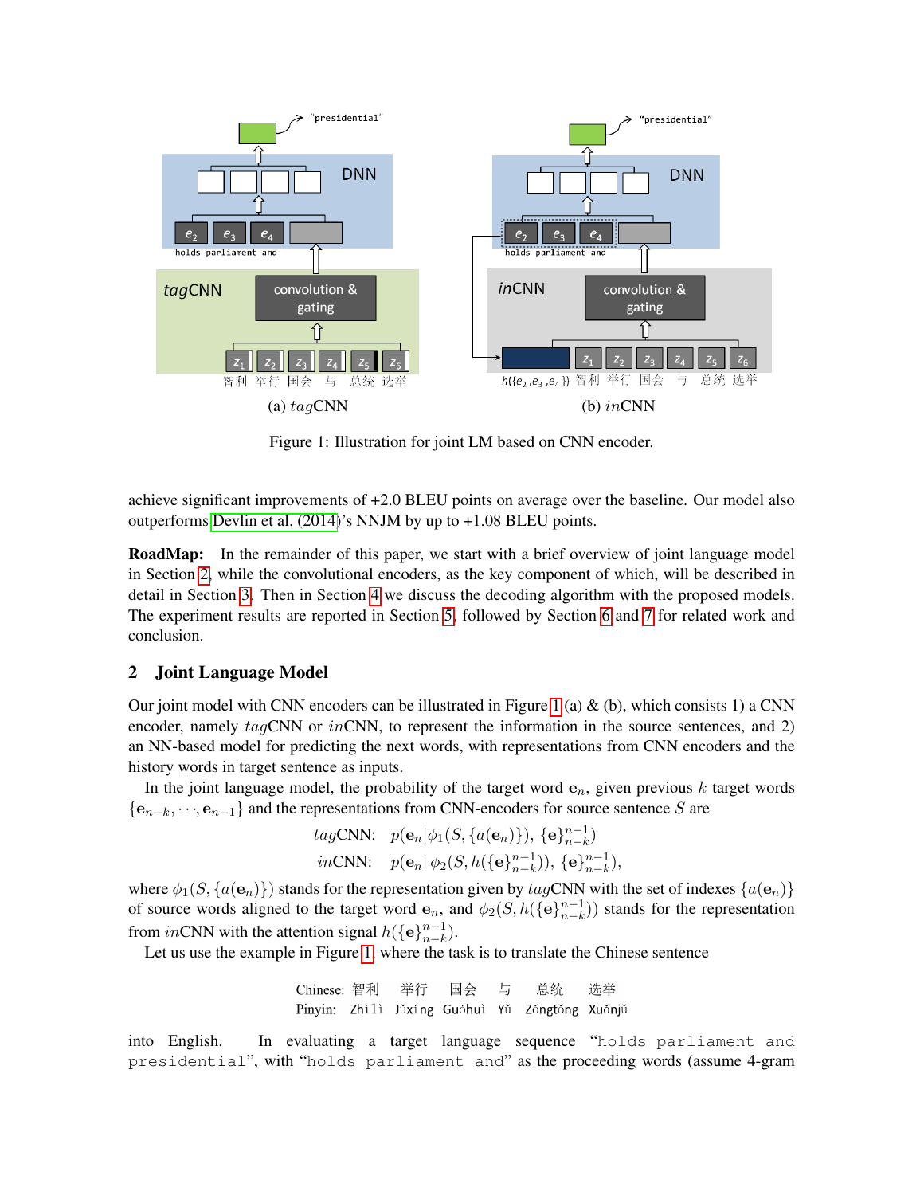Figure 1: Illustration for joint LM based on CNN encoder.

achieve significant improvements of +2.0 BLEU points on average over the baseline. Our model also outperforms Devlin et al. (2014)'s NNJM by up to +1.08 BLEU points.

**RoadMap:** In the remainder of this paper, we start with a brief overview of joint language model in Section 2, while the convolutional encoders, as the key component of which, will be described in detail in Section 3. Then in Section 4 we discuss the decoding algorithm with the proposed models. The experiment results are reported in Section 5, followed by Section 6 and 7 for related work and conclusion.

## 2 Joint Language Model

Our joint model with CNN encoders can be illustrated in Figure 1 (a) & (b), which consists 1) a CNN encoder, namely *tag*CNN or *in*CNN, to represent the information in the source sentences, and 2) an NN-based model for predicting the next words, with representations from CNN encoders and the history words in target sentence as inputs.

In the joint language model, the probability of the target word $\mathbf{e}_n$, given previous $k$ target words $\{\mathbf{e}_{n-k}, \cdots, \mathbf{e}_{n-1}\}$ and the representations from CNN-encoders for source sentence $S$ are

$$\textit{tag}\text{CNN:} \quad p(\mathbf{e}_n | \phi_1(S, \{a(\mathbf{e}_n)\}), \{\mathbf{e}\}_{n-k}^{n-1})$$

$$\textit{in}\text{CNN:} \quad p(\mathbf{e}_n | \phi_2(S, h(\{\mathbf{e}\}_{n-k}^{n-1})), \{\mathbf{e}\}_{n-k}^{n-1}),$$

where $\phi_1(S, \{a(\mathbf{e}_n)\})$ stands for the representation given by *tag*CNN with the set of indexes $\{a(\mathbf{e}_n)\}$ of source words aligned to the target word $\mathbf{e}_n$, and $\phi_2(S, h(\{\mathbf{e}\}_{n-k}^{n-1}))$ stands for the representation from *in*CNN with the attention signal $h(\{\mathbf{e}\}_{n-k}^{n-1})$.

Let us use the example in Figure 1, where the task is to translate the Chinese sentence

Chinese: 智利 举行 国会 与 总统 选举
Pinyin: Zhìlì Jǔxíng Guóhuì Yǔ Zǒngtǒng Xuǎnjǔ

into English. In evaluating a target language sequence "holds parliament and presidential", with "holds parliament and" as the proceeding words (assume 4-gram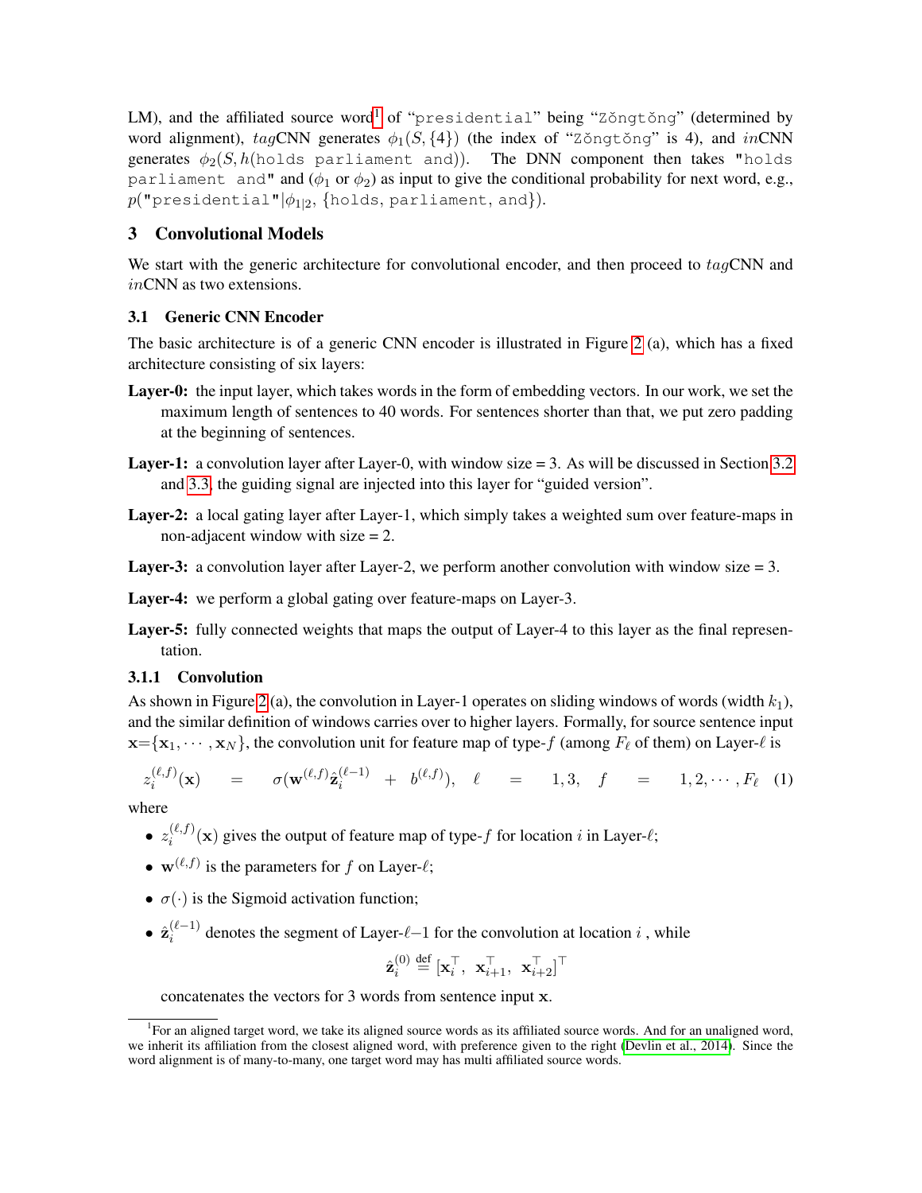LM), and the affiliated source word[1] of "presidential" being "Zǒngtǒng" (determined by word alignment), *tag*CNN generates $\phi_1(S, \{4\})$ (the index of "Zǒngtǒng" is 4), and *in*CNN generates $\phi_2(S, h(\texttt{holds parliament and}))$. The DNN component then takes "holds parliament and" and ($\phi_1$ or $\phi_2$) as input to give the conditional probability for next word, e.g., $p(\texttt{"presidential"}|\phi_{1|2}, \{\texttt{holds}, \texttt{parliament}, \texttt{and}\})$.

## 3 Convolutional Models

We start with the generic architecture for convolutional encoder, and then proceed to *tag*CNN and *in*CNN as two extensions.

### 3.1 Generic CNN Encoder

The basic architecture is of a generic CNN encoder is illustrated in Figure 2 (a), which has a fixed architecture consisting of six layers:

**Layer-0:** the input layer, which takes words in the form of embedding vectors. In our work, we set the maximum length of sentences to 40 words. For sentences shorter than that, we put zero padding at the beginning of sentences.

**Layer-1:** a convolution layer after Layer-0, with window size = 3. As will be discussed in Section 3.2 and 3.3, the guiding signal are injected into this layer for "guided version".

**Layer-2:** a local gating layer after Layer-1, which simply takes a weighted sum over feature-maps in non-adjacent window with size = 2.

**Layer-3:** a convolution layer after Layer-2, we perform another convolution with window size = 3.

**Layer-4:** we perform a global gating over feature-maps on Layer-3.

**Layer-5:** fully connected weights that maps the output of Layer-4 to this layer as the final representation.

#### 3.1.1 Convolution

As shown in Figure 2 (a), the convolution in Layer-1 operates on sliding windows of words (width $k_1$), and the similar definition of windows carries over to higher layers. Formally, for source sentence input $\mathbf{x}=\{\mathbf{x}_1, \cdots, \mathbf{x}_N\}$, the convolution unit for feature map of type-$f$ (among $F_\ell$ of them) on Layer-$\ell$ is

$$z_i^{(\ell,f)}(\mathbf{x}) = \sigma(\mathbf{w}^{(\ell,f)}\hat{\mathbf{z}}_i^{(\ell-1)} + b^{(\ell,f)}), \quad \ell = 1, 3, \quad f = 1, 2, \cdots, F_\ell \quad (1)$$

where

- $z_i^{(\ell,f)}(\mathbf{x})$ gives the output of feature map of type-$f$ for location $i$ in Layer-$\ell$;
- $\mathbf{w}^{(\ell,f)}$ is the parameters for $f$ on Layer-$\ell$;
- $\sigma(\cdot)$ is the Sigmoid activation function;
- $\hat{\mathbf{z}}_i^{(\ell-1)}$ denotes the segment of Layer-$\ell$−1 for the convolution at location $i$ , while

$$\hat{\mathbf{z}}_i^{(0)} \stackrel{\text{def}}{=} [\mathbf{x}_i^\top, \ \mathbf{x}_{i+1}^\top, \ \mathbf{x}_{i+2}^\top]^\top$$

  concatenates the vectors for 3 words from sentence input $\mathbf{x}$.

[1] For an aligned target word, we take its aligned source words as its affiliated source words. And for an unaligned word, we inherit its affiliation from the closest aligned word, with preference given to the right (Devlin et al., 2014). Since the word alignment is of many-to-many, one target word may has multi affiliated source words.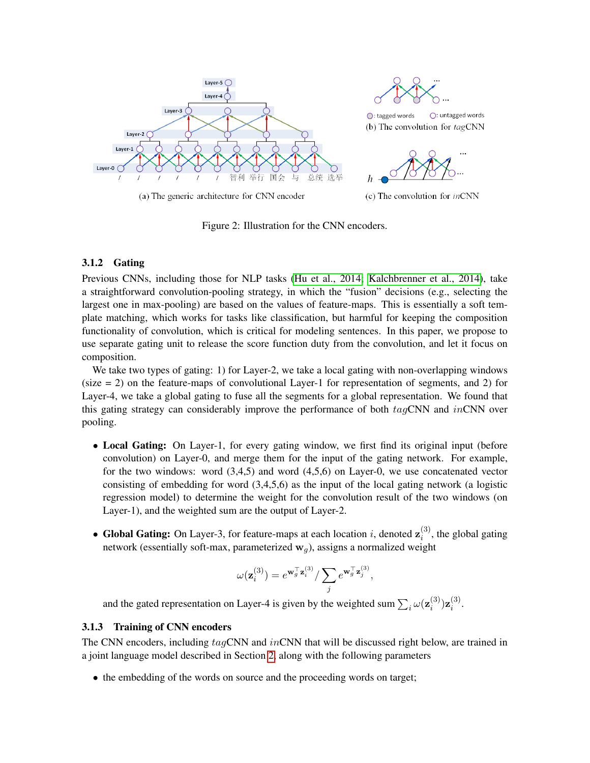(a) The generic architecture for CNN encoder

(b) The convolution for *tag*CNN

(c) The convolution for *in*CNN

Figure 2: Illustration for the CNN encoders.

### 3.1.2 Gating

Previous CNNs, including those for NLP tasks (Hu et al., 2014; Kalchbrenner et al., 2014), take a straightforward convolution-pooling strategy, in which the "fusion" decisions (e.g., selecting the largest one in max-pooling) are based on the values of feature-maps. This is essentially a soft template matching, which works for tasks like classification, but harmful for keeping the composition functionality of convolution, which is critical for modeling sentences. In this paper, we propose to use separate gating unit to release the score function duty from the convolution, and let it focus on composition.

We take two types of gating: 1) for Layer-2, we take a local gating with non-overlapping windows (size = 2) on the feature-maps of convolutional Layer-1 for representation of segments, and 2) for Layer-4, we take a global gating to fuse all the segments for a global representation. We found that this gating strategy can considerably improve the performance of both *tag*CNN and *in*CNN over pooling.

- **Local Gating:** On Layer-1, for every gating window, we first find its original input (before convolution) on Layer-0, and merge them for the input of the gating network. For example, for the two windows: word (3,4,5) and word (4,5,6) on Layer-0, we use concatenated vector consisting of embedding for word (3,4,5,6) as the input of the local gating network (a logistic regression model) to determine the weight for the convolution result of the two windows (on Layer-1), and the weighted sum are the output of Layer-2.

- **Global Gating:** On Layer-3, for feature-maps at each location $i$, denoted $\mathbf{z}_i^{(3)}$, the global gating network (essentially soft-max, parameterized $\mathbf{w}_g$), assigns a normalized weight

$$\omega(\mathbf{z}_i^{(3)}) = e^{\mathbf{w}_g^\top \mathbf{z}_i^{(3)}} / \sum_j e^{\mathbf{w}_g^\top \mathbf{z}_j^{(3)}},$$

  and the gated representation on Layer-4 is given by the weighted sum $\sum_i \omega(\mathbf{z}_i^{(3)})\mathbf{z}_i^{(3)}$.

### 3.1.3 Training of CNN encoders

The CNN encoders, including *tag*CNN and *in*CNN that will be discussed right below, are trained in a joint language model described in Section 2, along with the following parameters

- the embedding of the words on source and the proceeding words on target;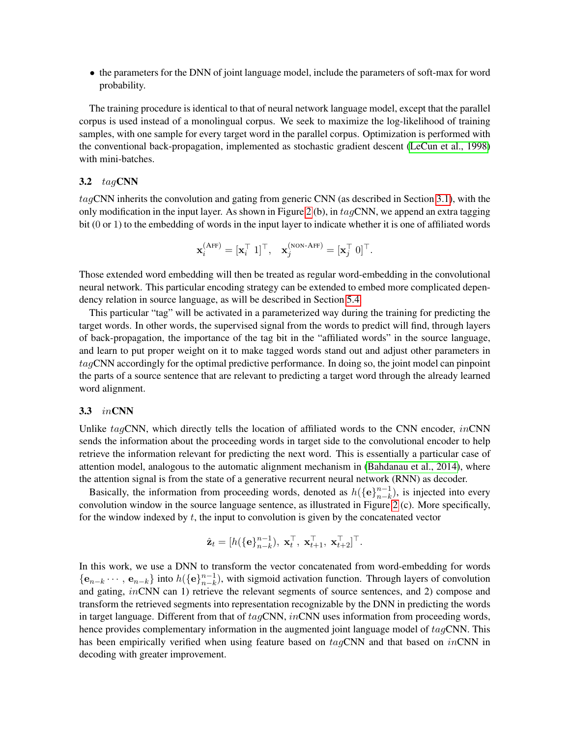- the parameters for the DNN of joint language model, include the parameters of soft-max for word probability.

The training procedure is identical to that of neural network language model, except that the parallel corpus is used instead of a monolingual corpus. We seek to maximize the log-likelihood of training samples, with one sample for every target word in the parallel corpus. Optimization is performed with the conventional back-propagation, implemented as stochastic gradient descent (LeCun et al., 1998) with mini-batches.

### 3.2 *tag*CNN

*tag*CNN inherits the convolution and gating from generic CNN (as described in Section 3.1), with the only modification in the input layer. As shown in Figure 2 (b), in *tag*CNN, we append an extra tagging bit (0 or 1) to the embedding of words in the input layer to indicate whether it is one of affiliated words

$$\mathbf{x}_i^{(\text{AFF})} = [\mathbf{x}_i^\top \ 1]^\top, \quad \mathbf{x}_j^{(\text{NON-AFF})} = [\mathbf{x}_j^\top \ 0]^\top.$$

Those extended word embedding will then be treated as regular word-embedding in the convolutional neural network. This particular encoding strategy can be extended to embed more complicated dependency relation in source language, as will be described in Section 5.4.

This particular "tag" will be activated in a parameterized way during the training for predicting the target words. In other words, the supervised signal from the words to predict will find, through layers of back-propagation, the importance of the tag bit in the "affiliated words" in the source language, and learn to put proper weight on it to make tagged words stand out and adjust other parameters in *tag*CNN accordingly for the optimal predictive performance. In doing so, the joint model can pinpoint the parts of a source sentence that are relevant to predicting a target word through the already learned word alignment.

### 3.3 *in*CNN

Unlike *tag*CNN, which directly tells the location of affiliated words to the CNN encoder, *in*CNN sends the information about the proceeding words in target side to the convolutional encoder to help retrieve the information relevant for predicting the next word. This is essentially a particular case of attention model, analogous to the automatic alignment mechanism in (Bahdanau et al., 2014), where the attention signal is from the state of a generative recurrent neural network (RNN) as decoder.

Basically, the information from proceeding words, denoted as $h(\{\mathbf{e}\}_{n-k}^{n-1})$, is injected into every convolution window in the source language sentence, as illustrated in Figure 2 (c). More specifically, for the window indexed by $t$, the input to convolution is given by the concatenated vector

$$\hat{\mathbf{z}}_t = [h(\{\mathbf{e}\}_{n-k}^{n-1}),\ \mathbf{x}_t^\top,\ \mathbf{x}_{t+1}^\top,\ \mathbf{x}_{t+2}^\top]^\top.$$

In this work, we use a DNN to transform the vector concatenated from word-embedding for words $\{\mathbf{e}_{n-k} \cdots, \mathbf{e}_{n-k}\}$ into $h(\{\mathbf{e}\}_{n-k}^{n-1})$, with sigmoid activation function. Through layers of convolution and gating, *in*CNN can 1) retrieve the relevant segments of source sentences, and 2) compose and transform the retrieved segments into representation recognizable by the DNN in predicting the words in target language. Different from that of *tag*CNN, *in*CNN uses information from proceeding words, hence provides complementary information in the augmented joint language model of *tag*CNN. This has been empirically verified when using feature based on *tag*CNN and that based on *in*CNN in decoding with greater improvement.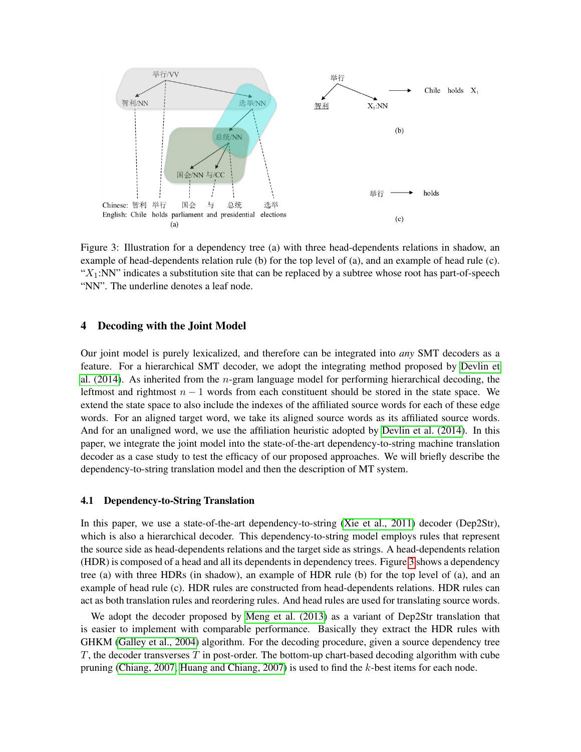Figure 3: Illustration for a dependency tree (a) with three head-dependents relations in shadow, an example of head-dependents relation rule (b) for the top level of (a), and an example of head rule (c). "$X_1$:NN" indicates a substitution site that can be replaced by a subtree whose root has part-of-speech "NN". The underline denotes a leaf node.

## 4 Decoding with the Joint Model

Our joint model is purely lexicalized, and therefore can be integrated into *any* SMT decoders as a feature. For a hierarchical SMT decoder, we adopt the integrating method proposed by Devlin et al. (2014). As inherited from the $n$-gram language model for performing hierarchical decoding, the leftmost and rightmost $n-1$ words from each constituent should be stored in the state space. We extend the state space to also include the indexes of the affiliated source words for each of these edge words. For an aligned target word, we take its aligned source words as its affiliated source words. And for an unaligned word, we use the affiliation heuristic adopted by Devlin et al. (2014). In this paper, we integrate the joint model into the state-of-the-art dependency-to-string machine translation decoder as a case study to test the efficacy of our proposed approaches. We will briefly describe the dependency-to-string translation model and then the description of MT system.

### 4.1 Dependency-to-String Translation

In this paper, we use a state-of-the-art dependency-to-string (Xie et al., 2011) decoder (Dep2Str), which is also a hierarchical decoder. This dependency-to-string model employs rules that represent the source side as head-dependents relations and the target side as strings. A head-dependents relation (HDR) is composed of a head and all its dependents in dependency trees. Figure 3 shows a dependency tree (a) with three HDRs (in shadow), an example of HDR rule (b) for the top level of (a), and an example of head rule (c). HDR rules are constructed from head-dependents relations. HDR rules can act as both translation rules and reordering rules. And head rules are used for translating source words.

We adopt the decoder proposed by Meng et al. (2013) as a variant of Dep2Str translation that is easier to implement with comparable performance. Basically they extract the HDR rules with GHKM (Galley et al., 2004) algorithm. For the decoding procedure, given a source dependency tree $T$, the decoder transverses $T$ in post-order. The bottom-up chart-based decoding algorithm with cube pruning (Chiang, 2007; Huang and Chiang, 2007) is used to find the $k$-best items for each node.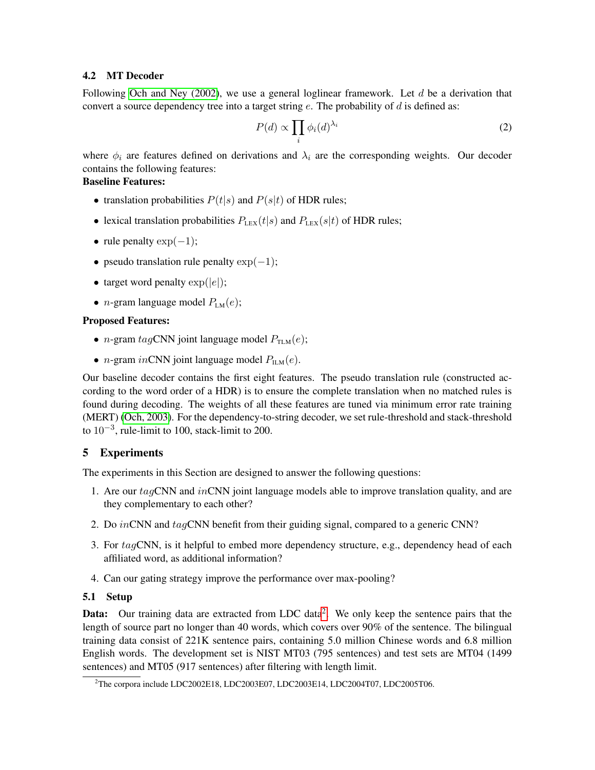### 4.2 MT Decoder

Following Och and Ney (2002), we use a general loglinear framework. Let $d$ be a derivation that convert a source dependency tree into a target string $e$. The probability of $d$ is defined as:

$$P(d) \propto \prod_i \phi_i(d)^{\lambda_i} \tag{2}$$

where $\phi_i$ are features defined on derivations and $\lambda_i$ are the corresponding weights. Our decoder contains the following features:

**Baseline Features:**

- translation probabilities $P(t|s)$ and $P(s|t)$ of HDR rules;
- lexical translation probabilities $P_{\text{LEX}}(t|s)$ and $P_{\text{LEX}}(s|t)$ of HDR rules;
- rule penalty $\exp(-1)$;
- pseudo translation rule penalty $\exp(-1)$;
- target word penalty $\exp(|e|)$;
- $n$-gram language model $P_{\text{LM}}(e)$;

**Proposed Features:**

- $n$-gram $tag$CNN joint language model $P_{\text{TLM}}(e)$;
- $n$-gram $in$CNN joint language model $P_{\text{ILM}}(e)$.

Our baseline decoder contains the first eight features. The pseudo translation rule (constructed according to the word order of a HDR) is to ensure the complete translation when no matched rules is found during decoding. The weights of all these features are tuned via minimum error rate training (MERT) (Och, 2003). For the dependency-to-string decoder, we set rule-threshold and stack-threshold to $10^{-3}$, rule-limit to 100, stack-limit to 200.

## 5 Experiments

The experiments in this Section are designed to answer the following questions:

1. Are our $tag$CNN and $in$CNN joint language models able to improve translation quality, and are they complementary to each other?
2. Do $in$CNN and $tag$CNN benefit from their guiding signal, compared to a generic CNN?
3. For $tag$CNN, is it helpful to embed more dependency structure, e.g., dependency head of each affiliated word, as additional information?
4. Can our gating strategy improve the performance over max-pooling?

### 5.1 Setup

**Data:** Our training data are extracted from LDC data[2]. We only keep the sentence pairs that the length of source part no longer than 40 words, which covers over 90% of the sentence. The bilingual training data consist of 221K sentence pairs, containing 5.0 million Chinese words and 6.8 million English words. The development set is NIST MT03 (795 sentences) and test sets are MT04 (1499 sentences) and MT05 (917 sentences) after filtering with length limit.

[2]The corpora include LDC2002E18, LDC2003E07, LDC2003E14, LDC2004T07, LDC2005T06.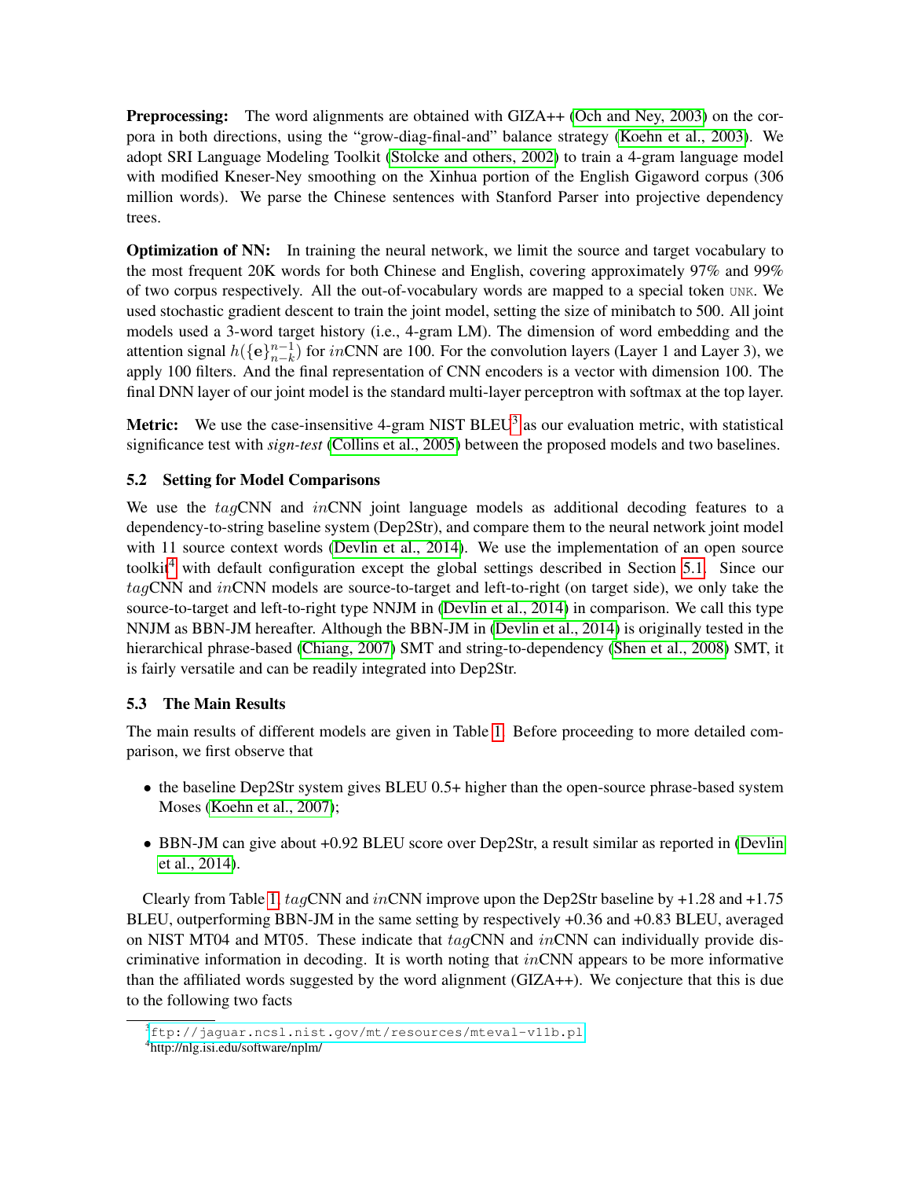**Preprocessing:** The word alignments are obtained with GIZA++ (Och and Ney, 2003) on the corpora in both directions, using the "grow-diag-final-and" balance strategy (Koehn et al., 2003). We adopt SRI Language Modeling Toolkit (Stolcke and others, 2002) to train a 4-gram language model with modified Kneser-Ney smoothing on the Xinhua portion of the English Gigaword corpus (306 million words). We parse the Chinese sentences with Stanford Parser into projective dependency trees.

**Optimization of NN:** In training the neural network, we limit the source and target vocabulary to the most frequent 20K words for both Chinese and English, covering approximately 97% and 99% of two corpus respectively. All the out-of-vocabulary words are mapped to a special token UNK. We used stochastic gradient descent to train the joint model, setting the size of minibatch to 500. All joint models used a 3-word target history (i.e., 4-gram LM). The dimension of word embedding and the attention signal $h(\{\mathbf{e}\}_{n-k}^{n-1})$ for $in$CNN are 100. For the convolution layers (Layer 1 and Layer 3), we apply 100 filters. And the final representation of CNN encoders is a vector with dimension 100. The final DNN layer of our joint model is the standard multi-layer perceptron with softmax at the top layer.

**Metric:** We use the case-insensitive 4-gram NIST BLEU[3] as our evaluation metric, with statistical significance test with *sign-test* (Collins et al., 2005) between the proposed models and two baselines.

### 5.2 Setting for Model Comparisons

We use the $tag$CNN and $in$CNN joint language models as additional decoding features to a dependency-to-string baseline system (Dep2Str), and compare them to the neural network joint model with 11 source context words (Devlin et al., 2014). We use the implementation of an open source toolkit[4] with default configuration except the global settings described in Section 5.1. Since our $tag$CNN and $in$CNN models are source-to-target and left-to-right (on target side), we only take the source-to-target and left-to-right type NNJM in (Devlin et al., 2014) in comparison. We call this type NNJM as BBN-JM hereafter. Although the BBN-JM in (Devlin et al., 2014) is originally tested in the hierarchical phrase-based (Chiang, 2007) SMT and string-to-dependency (Shen et al., 2008) SMT, it is fairly versatile and can be readily integrated into Dep2Str.

### 5.3 The Main Results

The main results of different models are given in Table 1. Before proceeding to more detailed comparison, we first observe that

- the baseline Dep2Str system gives BLEU 0.5+ higher than the open-source phrase-based system Moses (Koehn et al., 2007);
- BBN-JM can give about +0.92 BLEU score over Dep2Str, a result similar as reported in (Devlin et al., 2014).

Clearly from Table 1, $tag$CNN and $in$CNN improve upon the Dep2Str baseline by +1.28 and +1.75 BLEU, outperforming BBN-JM in the same setting by respectively +0.36 and +0.83 BLEU, averaged on NIST MT04 and MT05. These indicate that $tag$CNN and $in$CNN can individually provide discriminative information in decoding. It is worth noting that $in$CNN appears to be more informative than the affiliated words suggested by the word alignment (GIZA++). We conjecture that this is due to the following two facts

[3] ftp://jaguar.ncsl.nist.gov/mt/resources/mteval-v11b.pl

[4] http://nlg.isi.edu/software/nplm/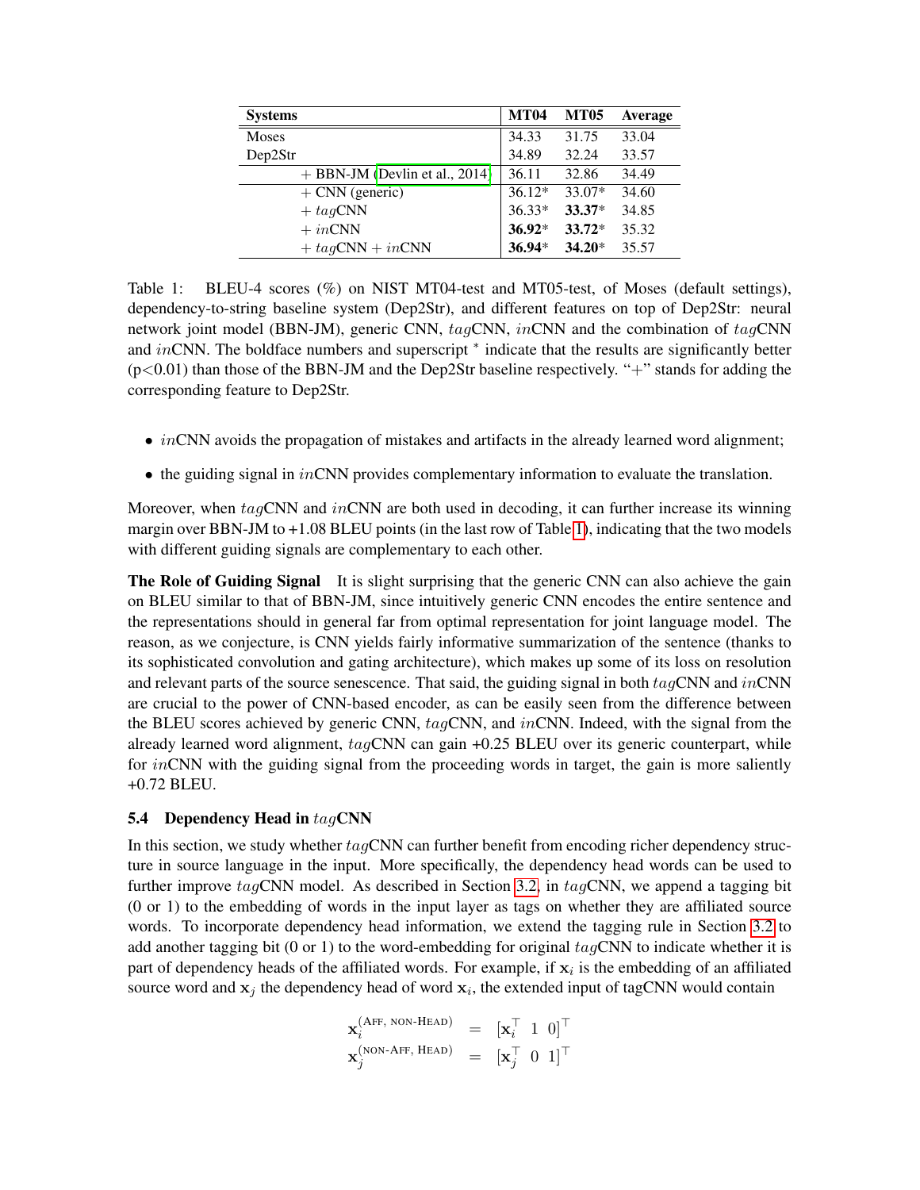| Systems | MT04 | MT05 | Average |
| --- | --- | --- | --- |
| Moses | 34.33 | 31.75 | 33.04 |
| Dep2Str | 34.89 | 32.24 | 33.57 |
| + BBN-JM (Devlin et al., 2014) | 36.11 | 32.86 | 34.49 |
| + CNN (generic) | 36.12* | 33.07* | 34.60 |
| + *tag*CNN | 36.33* | **33.37*** | 34.85 |
| + *in*CNN | **36.92*** | **33.72*** | 35.32 |
| + *tag*CNN + *in*CNN | **36.94*** | **34.20*** | 35.57 |

Table 1: BLEU-4 scores (%) on NIST MT04-test and MT05-test, of Moses (default settings), dependency-to-string baseline system (Dep2Str), and different features on top of Dep2Str: neural network joint model (BBN-JM), generic CNN, *tag*CNN, *in*CNN and the combination of *tag*CNN and *in*CNN. The boldface numbers and superscript * indicate that the results are significantly better ($p<0.01$) than those of the BBN-JM and the Dep2Str baseline respectively. "+" stands for adding the corresponding feature to Dep2Str.

- *in*CNN avoids the propagation of mistakes and artifacts in the already learned word alignment;
- the guiding signal in *in*CNN provides complementary information to evaluate the translation.

Moreover, when *tag*CNN and *in*CNN are both used in decoding, it can further increase its winning margin over BBN-JM to +1.08 BLEU points (in the last row of Table 1), indicating that the two models with different guiding signals are complementary to each other.

**The Role of Guiding Signal** It is slight surprising that the generic CNN can also achieve the gain on BLEU similar to that of BBN-JM, since intuitively generic CNN encodes the entire sentence and the representations should in general far from optimal representation for joint language model. The reason, as we conjecture, is CNN yields fairly informative summarization of the sentence (thanks to its sophisticated convolution and gating architecture), which makes up some of its loss on resolution and relevant parts of the source senescence. That said, the guiding signal in both *tag*CNN and *in*CNN are crucial to the power of CNN-based encoder, as can be easily seen from the difference between the BLEU scores achieved by generic CNN, *tag*CNN, and *in*CNN. Indeed, with the signal from the already learned word alignment, *tag*CNN can gain +0.25 BLEU over its generic counterpart, while for *in*CNN with the guiding signal from the proceeding words in target, the gain is more saliently +0.72 BLEU.

### 5.4 Dependency Head in *tag*CNN

In this section, we study whether *tag*CNN can further benefit from encoding richer dependency structure in source language in the input. More specifically, the dependency head words can be used to further improve *tag*CNN model. As described in Section 3.2, in *tag*CNN, we append a tagging bit (0 or 1) to the embedding of words in the input layer as tags on whether they are affiliated source words. To incorporate dependency head information, we extend the tagging rule in Section 3.2 to add another tagging bit (0 or 1) to the word-embedding for original *tag*CNN to indicate whether it is part of dependency heads of the affiliated words. For example, if $\mathbf{x}_i$ is the embedding of an affiliated source word and $\mathbf{x}_j$ the dependency head of word $\mathbf{x}_i$, the extended input of tagCNN would contain

$$\begin{aligned}
\mathbf{x}_i^{(\text{AFF, NON-HEAD})} &= [\mathbf{x}_i^\top \;\; 1 \;\; 0]^\top \\
\mathbf{x}_j^{(\text{NON-AFF, HEAD})} &= [\mathbf{x}_j^\top \;\; 0 \;\; 1]^\top
\end{aligned}$$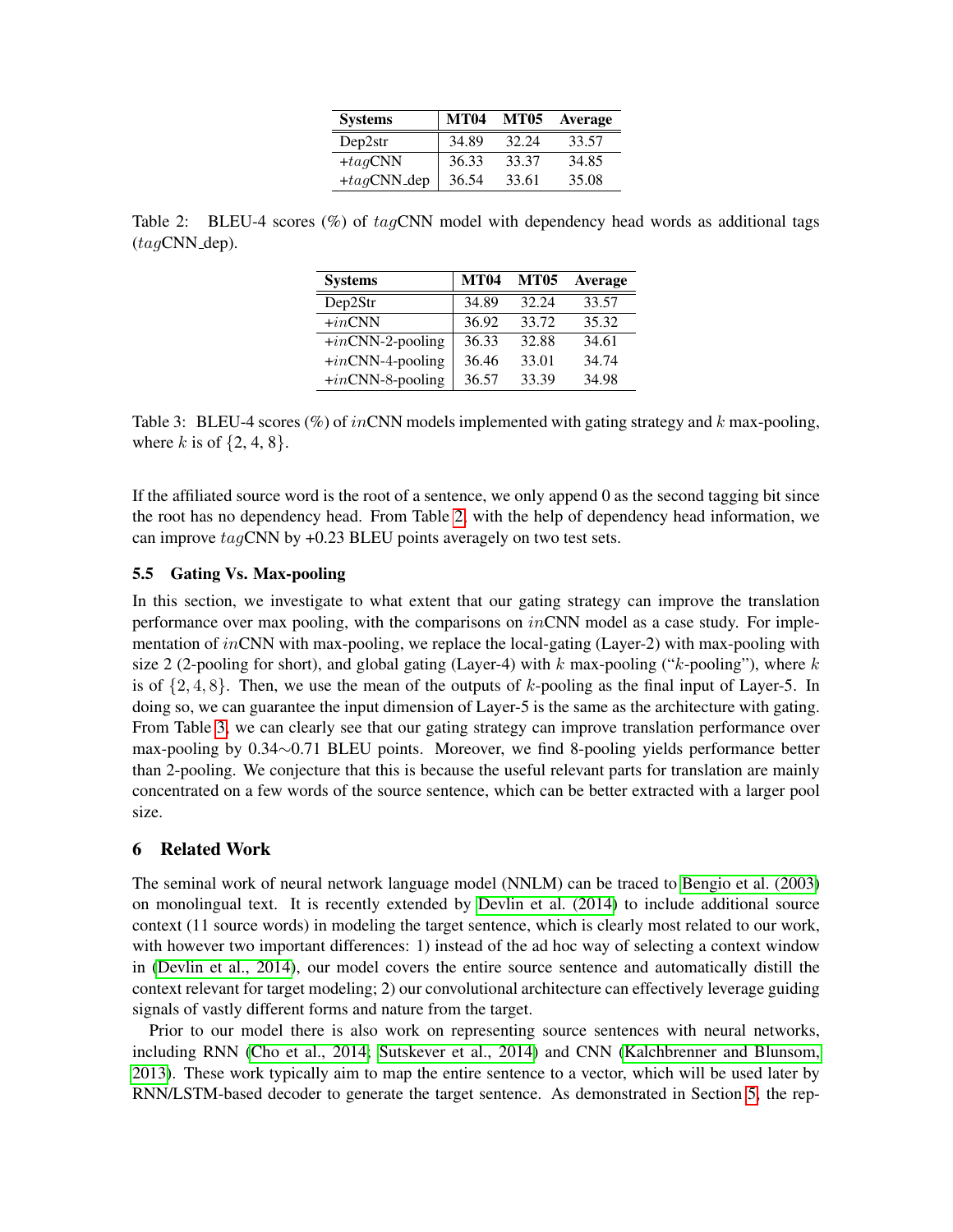| Systems | MT04 | MT05 | Average |
| --- | --- | --- | --- |
| Dep2str | 34.89 | 32.24 | 33.57 |
| +$tag$CNN | 36.33 | 33.37 | 34.85 |
| +$tag$CNN_dep | 36.54 | 33.61 | 35.08 |

Table 2: BLEU-4 scores (%) of $tag$CNN model with dependency head words as additional tags ($tag$CNN_dep).

| Systems | MT04 | MT05 | Average |
| --- | --- | --- | --- |
| Dep2Str | 34.89 | 32.24 | 33.57 |
| +$in$CNN | 36.92 | 33.72 | 35.32 |
| +$in$CNN-2-pooling | 36.33 | 32.88 | 34.61 |
| +$in$CNN-4-pooling | 36.46 | 33.01 | 34.74 |
| +$in$CNN-8-pooling | 36.57 | 33.39 | 34.98 |

Table 3: BLEU-4 scores (%) of $in$CNN models implemented with gating strategy and $k$ max-pooling, where $k$ is of {2, 4, 8}.

If the affiliated source word is the root of a sentence, we only append 0 as the second tagging bit since the root has no dependency head. From Table 2, with the help of dependency head information, we can improve $tag$CNN by +0.23 BLEU points averagely on two test sets.

### 5.5 Gating Vs. Max-pooling

In this section, we investigate to what extent that our gating strategy can improve the translation performance over max pooling, with the comparisons on $in$CNN model as a case study. For implementation of $in$CNN with max-pooling, we replace the local-gating (Layer-2) with max-pooling with size 2 (2-pooling for short), and global gating (Layer-4) with $k$ max-pooling ("$k$-pooling"), where $k$ is of $\{2, 4, 8\}$. Then, we use the mean of the outputs of $k$-pooling as the final input of Layer-5. In doing so, we can guarantee the input dimension of Layer-5 is the same as the architecture with gating. From Table 3, we can clearly see that our gating strategy can improve translation performance over max-pooling by 0.34∼0.71 BLEU points. Moreover, we find 8-pooling yields performance better than 2-pooling. We conjecture that this is because the useful relevant parts for translation are mainly concentrated on a few words of the source sentence, which can be better extracted with a larger pool size.

## 6 Related Work

The seminal work of neural network language model (NNLM) can be traced to Bengio et al. (2003) on monolingual text. It is recently extended by Devlin et al. (2014) to include additional source context (11 source words) in modeling the target sentence, which is clearly most related to our work, with however two important differences: 1) instead of the ad hoc way of selecting a context window in (Devlin et al., 2014), our model covers the entire source sentence and automatically distill the context relevant for target modeling; 2) our convolutional architecture can effectively leverage guiding signals of vastly different forms and nature from the target.

Prior to our model there is also work on representing source sentences with neural networks, including RNN (Cho et al., 2014; Sutskever et al., 2014) and CNN (Kalchbrenner and Blunsom, 2013). These work typically aim to map the entire sentence to a vector, which will be used later by RNN/LSTM-based decoder to generate the target sentence. As demonstrated in Section 5, the rep-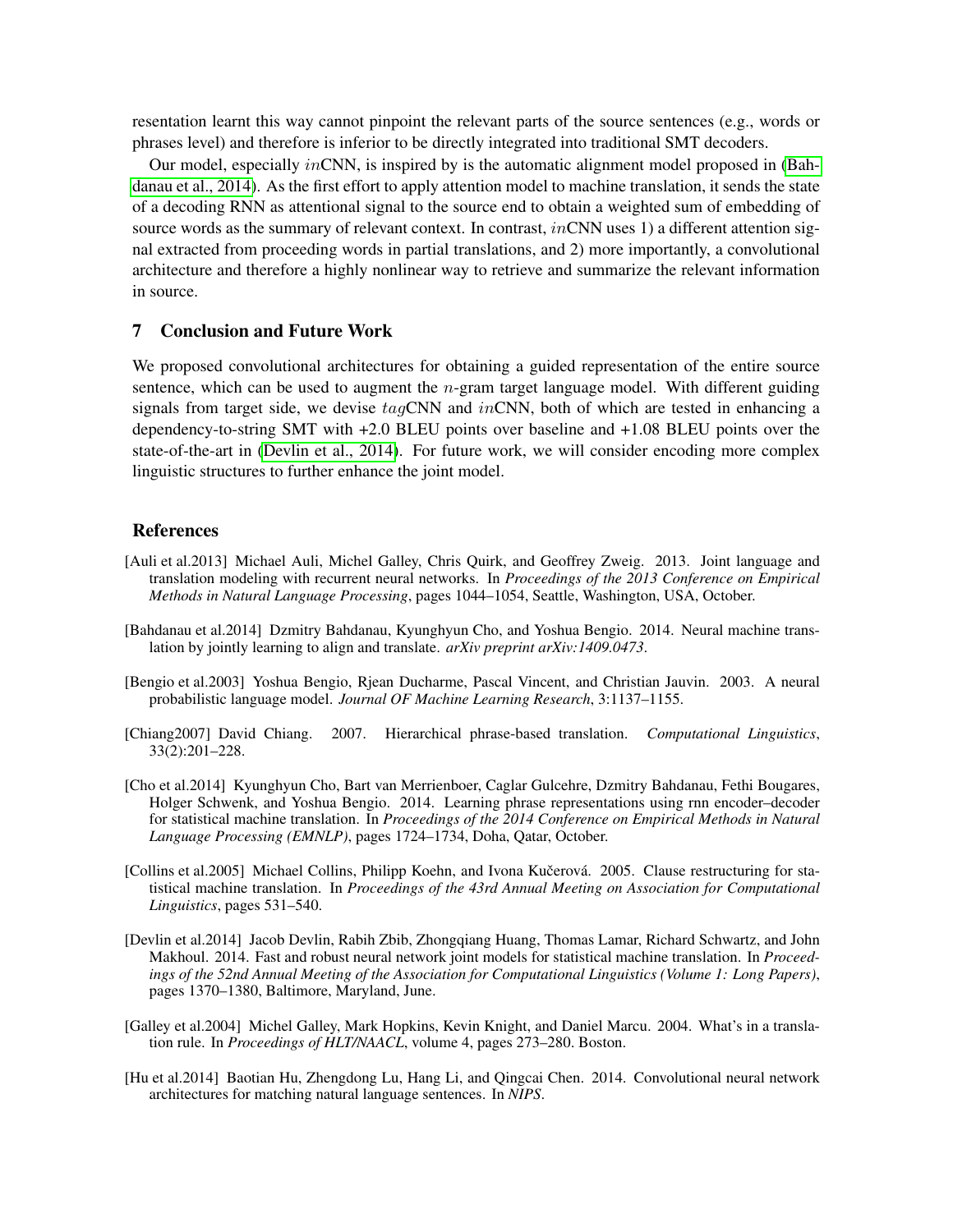resentation learnt this way cannot pinpoint the relevant parts of the source sentences (e.g., words or phrases level) and therefore is inferior to be directly integrated into traditional SMT decoders.

Our model, especially $in$CNN, is inspired by is the automatic alignment model proposed in (Bahdanau et al., 2014). As the first effort to apply attention model to machine translation, it sends the state of a decoding RNN as attentional signal to the source end to obtain a weighted sum of embedding of source words as the summary of relevant context. In contrast, $in$CNN uses 1) a different attention signal extracted from proceeding words in partial translations, and 2) more importantly, a convolutional architecture and therefore a highly nonlinear way to retrieve and summarize the relevant information in source.

## 7 Conclusion and Future Work

We proposed convolutional architectures for obtaining a guided representation of the entire source sentence, which can be used to augment the $n$-gram target language model. With different guiding signals from target side, we devise $tag$CNN and $in$CNN, both of which are tested in enhancing a dependency-to-string SMT with +2.0 BLEU points over baseline and +1.08 BLEU points over the state-of-the-art in (Devlin et al., 2014). For future work, we will consider encoding more complex linguistic structures to further enhance the joint model.

## References

[Auli et al.2013] Michael Auli, Michel Galley, Chris Quirk, and Geoffrey Zweig. 2013. Joint language and translation modeling with recurrent neural networks. In *Proceedings of the 2013 Conference on Empirical Methods in Natural Language Processing*, pages 1044–1054, Seattle, Washington, USA, October.

[Bahdanau et al.2014] Dzmitry Bahdanau, Kyunghyun Cho, and Yoshua Bengio. 2014. Neural machine translation by jointly learning to align and translate. *arXiv preprint arXiv:1409.0473*.

[Bengio et al.2003] Yoshua Bengio, Rjean Ducharme, Pascal Vincent, and Christian Jauvin. 2003. A neural probabilistic language model. *Journal OF Machine Learning Research*, 3:1137–1155.

[Chiang2007] David Chiang. 2007. Hierarchical phrase-based translation. *Computational Linguistics*, 33(2):201–228.

[Cho et al.2014] Kyunghyun Cho, Bart van Merrienboer, Caglar Gulcehre, Dzmitry Bahdanau, Fethi Bougares, Holger Schwenk, and Yoshua Bengio. 2014. Learning phrase representations using rnn encoder–decoder for statistical machine translation. In *Proceedings of the 2014 Conference on Empirical Methods in Natural Language Processing (EMNLP)*, pages 1724–1734, Doha, Qatar, October.

[Collins et al.2005] Michael Collins, Philipp Koehn, and Ivona Kučerová. 2005. Clause restructuring for statistical machine translation. In *Proceedings of the 43rd Annual Meeting on Association for Computational Linguistics*, pages 531–540.

[Devlin et al.2014] Jacob Devlin, Rabih Zbib, Zhongqiang Huang, Thomas Lamar, Richard Schwartz, and John Makhoul. 2014. Fast and robust neural network joint models for statistical machine translation. In *Proceedings of the 52nd Annual Meeting of the Association for Computational Linguistics (Volume 1: Long Papers)*, pages 1370–1380, Baltimore, Maryland, June.

[Galley et al.2004] Michel Galley, Mark Hopkins, Kevin Knight, and Daniel Marcu. 2004. What's in a translation rule. In *Proceedings of HLT/NAACL*, volume 4, pages 273–280. Boston.

[Hu et al.2014] Baotian Hu, Zhengdong Lu, Hang Li, and Qingcai Chen. 2014. Convolutional neural network architectures for matching natural language sentences. In *NIPS*.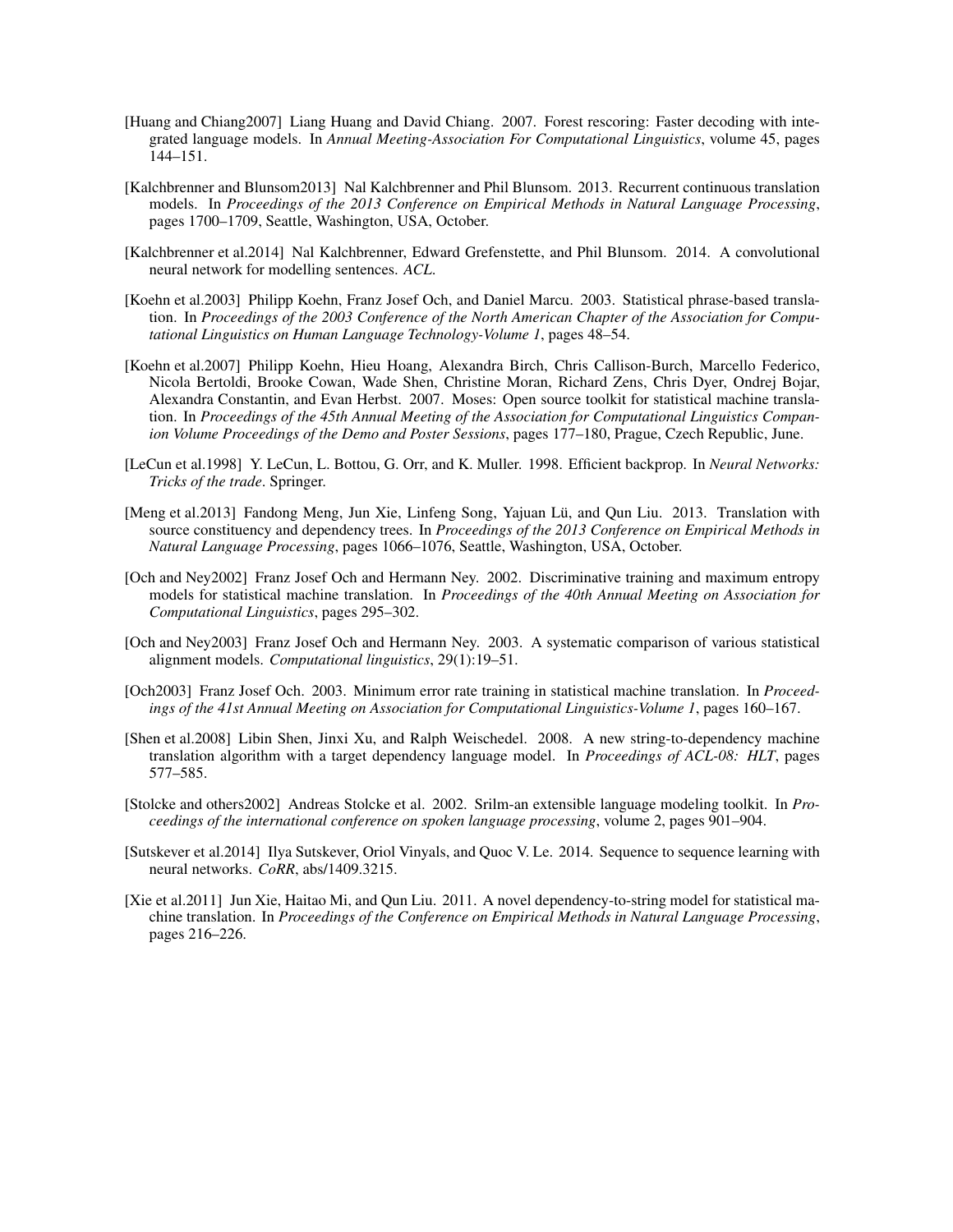[Huang and Chiang2007] Liang Huang and David Chiang. 2007. Forest rescoring: Faster decoding with integrated language models. In *Annual Meeting-Association For Computational Linguistics*, volume 45, pages 144–151.

[Kalchbrenner and Blunsom2013] Nal Kalchbrenner and Phil Blunsom. 2013. Recurrent continuous translation models. In *Proceedings of the 2013 Conference on Empirical Methods in Natural Language Processing*, pages 1700–1709, Seattle, Washington, USA, October.

[Kalchbrenner et al.2014] Nal Kalchbrenner, Edward Grefenstette, and Phil Blunsom. 2014. A convolutional neural network for modelling sentences. *ACL*.

[Koehn et al.2003] Philipp Koehn, Franz Josef Och, and Daniel Marcu. 2003. Statistical phrase-based translation. In *Proceedings of the 2003 Conference of the North American Chapter of the Association for Computational Linguistics on Human Language Technology-Volume 1*, pages 48–54.

[Koehn et al.2007] Philipp Koehn, Hieu Hoang, Alexandra Birch, Chris Callison-Burch, Marcello Federico, Nicola Bertoldi, Brooke Cowan, Wade Shen, Christine Moran, Richard Zens, Chris Dyer, Ondrej Bojar, Alexandra Constantin, and Evan Herbst. 2007. Moses: Open source toolkit for statistical machine translation. In *Proceedings of the 45th Annual Meeting of the Association for Computational Linguistics Companion Volume Proceedings of the Demo and Poster Sessions*, pages 177–180, Prague, Czech Republic, June.

[LeCun et al.1998] Y. LeCun, L. Bottou, G. Orr, and K. Muller. 1998. Efficient backprop. In *Neural Networks: Tricks of the trade*. Springer.

[Meng et al.2013] Fandong Meng, Jun Xie, Linfeng Song, Yajuan Lü, and Qun Liu. 2013. Translation with source constituency and dependency trees. In *Proceedings of the 2013 Conference on Empirical Methods in Natural Language Processing*, pages 1066–1076, Seattle, Washington, USA, October.

[Och and Ney2002] Franz Josef Och and Hermann Ney. 2002. Discriminative training and maximum entropy models for statistical machine translation. In *Proceedings of the 40th Annual Meeting on Association for Computational Linguistics*, pages 295–302.

[Och and Ney2003] Franz Josef Och and Hermann Ney. 2003. A systematic comparison of various statistical alignment models. *Computational linguistics*, 29(1):19–51.

[Och2003] Franz Josef Och. 2003. Minimum error rate training in statistical machine translation. In *Proceedings of the 41st Annual Meeting on Association for Computational Linguistics-Volume 1*, pages 160–167.

[Shen et al.2008] Libin Shen, Jinxi Xu, and Ralph Weischedel. 2008. A new string-to-dependency machine translation algorithm with a target dependency language model. In *Proceedings of ACL-08: HLT*, pages 577–585.

[Stolcke and others2002] Andreas Stolcke et al. 2002. Srilm-an extensible language modeling toolkit. In *Proceedings of the international conference on spoken language processing*, volume 2, pages 901–904.

[Sutskever et al.2014] Ilya Sutskever, Oriol Vinyals, and Quoc V. Le. 2014. Sequence to sequence learning with neural networks. *CoRR*, abs/1409.3215.

[Xie et al.2011] Jun Xie, Haitao Mi, and Qun Liu. 2011. A novel dependency-to-string model for statistical machine translation. In *Proceedings of the Conference on Empirical Methods in Natural Language Processing*, pages 216–226.